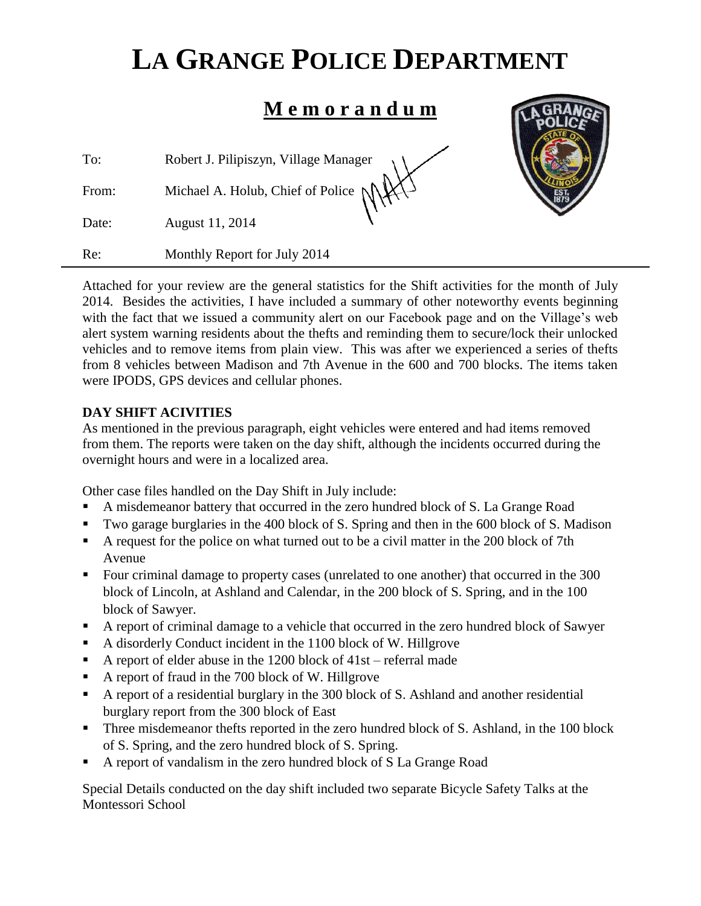# LA GRANGE POLICE DEPARTMENT

## Memorandum

To: Robert J. Pilipiszyn, Village Manager

From: Michael A. Holub, Chief of Police

Date: August 11, 2014

Re: Monthly Report for July 2014

---

Attached for your review are the general statistics for the Shift activities for the month of July 2014. Besides the activities, I have included a summary of other noteworthy events beginning with the fact that we issued a community alert on our Facebook page and on the Village's web alert system warning residents about the thefts and reminding them to secure/lock their unlocked vehicles and to remove items from plain view. This was after we experienced a series of thefts from 8 vehicles between Madison and 7th Avenue in the 600 and 700 blocks. The items taken were IPODS, GPS devices and cellular phones.

**DAY SHIFT ACIVITIES**

As mentioned in the previous paragraph, eight vehicles were entered and had items removed from them. The reports were taken on the day shift, although the incidents occurred during the overnight hours and were in a localized area.

Other case files handled on the Day Shift in July include:

- A misdemeanor battery that occurred in the zero hundred block of S. La Grange Road
- Two garage burglaries in the 400 block of S. Spring and then in the 600 block of S. Madison
- A request for the police on what turned out to be a civil matter in the 200 block of 7th Avenue
- Four criminal damage to property cases (unrelated to one another) that occurred in the 300 block of Lincoln, at Ashland and Calendar, in the 200 block of S. Spring, and in the 100 block of Sawyer.
- A report of criminal damage to a vehicle that occurred in the zero hundred block of Sawyer
- A disorderly Conduct incident in the 1100 block of W. Hillgrove
- A report of elder abuse in the 1200 block of 41st – referral made
- A report of fraud in the 700 block of W. Hillgrove
- A report of a residential burglary in the 300 block of S. Ashland and another residential burglary report from the 300 block of East
- Three misdemeanor thefts reported in the zero hundred block of S. Ashland, in the 100 block of S. Spring, and the zero hundred block of S. Spring.
- A report of vandalism in the zero hundred block of S La Grange Road

Special Details conducted on the day shift included two separate Bicycle Safety Talks at the Montessori School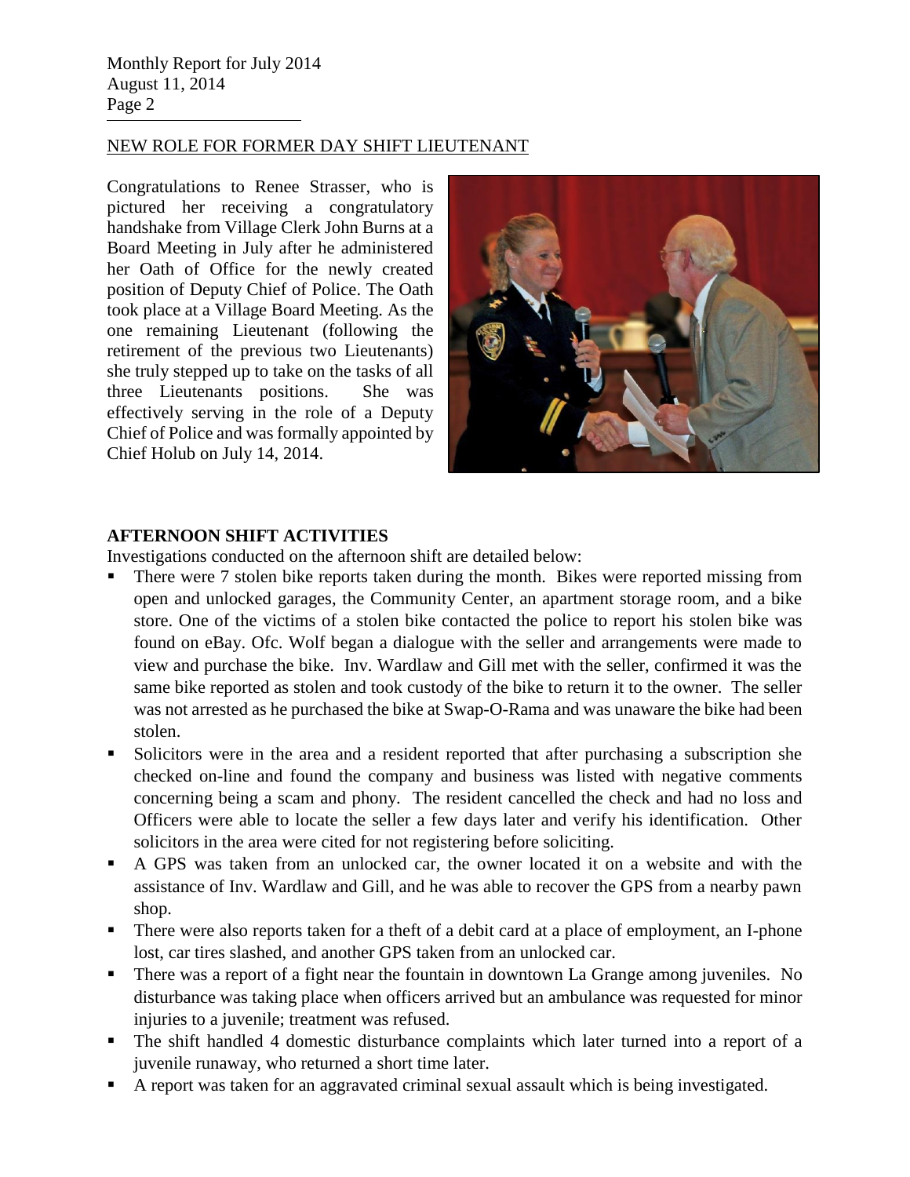## NEW ROLE FOR FORMER DAY SHIFT LIEUTENANT

Congratulations to Renee Strasser, who is pictured her receiving a congratulatory handshake from Village Clerk John Burns at a Board Meeting in July after he administered her Oath of Office for the newly created position of Deputy Chief of Police. The Oath took place at a Village Board Meeting. As the one remaining Lieutenant (following the retirement of the previous two Lieutenants) she truly stepped up to take on the tasks of all three Lieutenants positions. She was effectively serving in the role of a Deputy Chief of Police and was formally appointed by Chief Holub on July 14, 2014.

**AFTERNOON SHIFT ACTIVITIES**

Investigations conducted on the afternoon shift are detailed below:

- There were 7 stolen bike reports taken during the month. Bikes were reported missing from open and unlocked garages, the Community Center, an apartment storage room, and a bike store. One of the victims of a stolen bike contacted the police to report his stolen bike was found on eBay. Ofc. Wolf began a dialogue with the seller and arrangements were made to view and purchase the bike. Inv. Wardlaw and Gill met with the seller, confirmed it was the same bike reported as stolen and took custody of the bike to return it to the owner. The seller was not arrested as he purchased the bike at Swap-O-Rama and was unaware the bike had been stolen.
- Solicitors were in the area and a resident reported that after purchasing a subscription she checked on-line and found the company and business was listed with negative comments concerning being a scam and phony. The resident cancelled the check and had no loss and Officers were able to locate the seller a few days later and verify his identification. Other solicitors in the area were cited for not registering before soliciting.
- A GPS was taken from an unlocked car, the owner located it on a website and with the assistance of Inv. Wardlaw and Gill, and he was able to recover the GPS from a nearby pawn shop.
- There were also reports taken for a theft of a debit card at a place of employment, an I-phone lost, car tires slashed, and another GPS taken from an unlocked car.
- There was a report of a fight near the fountain in downtown La Grange among juveniles. No disturbance was taking place when officers arrived but an ambulance was requested for minor injuries to a juvenile; treatment was refused.
- The shift handled 4 domestic disturbance complaints which later turned into a report of a juvenile runaway, who returned a short time later.
- A report was taken for an aggravated criminal sexual assault which is being investigated.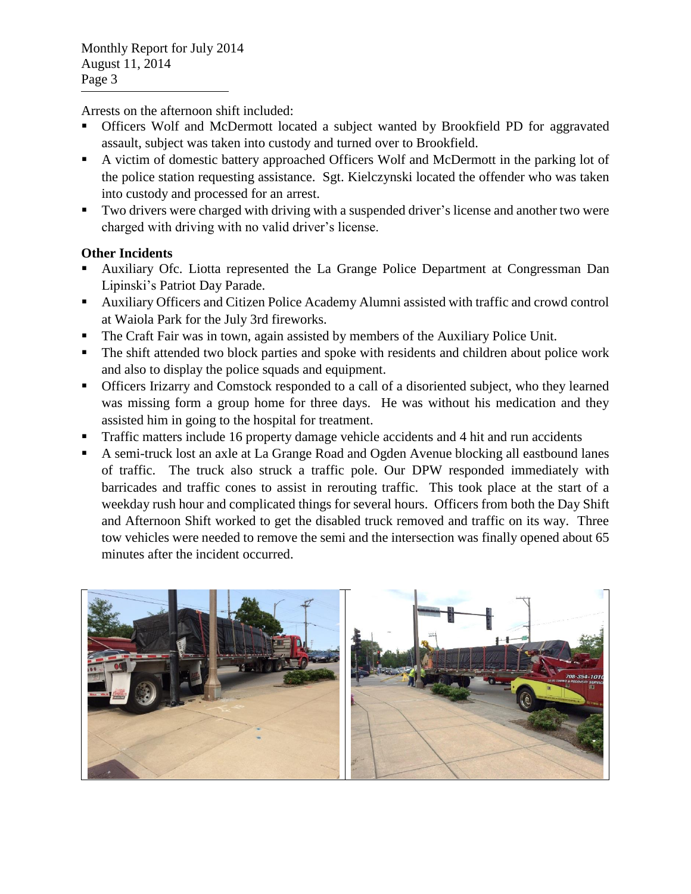Arrests on the afternoon shift included:

- Officers Wolf and McDermott located a subject wanted by Brookfield PD for aggravated assault, subject was taken into custody and turned over to Brookfield.
- A victim of domestic battery approached Officers Wolf and McDermott in the parking lot of the police station requesting assistance. Sgt. Kielczynski located the offender who was taken into custody and processed for an arrest.
- Two drivers were charged with driving with a suspended driver's license and another two were charged with driving with no valid driver's license.

**Other Incidents**

- Auxiliary Ofc. Liotta represented the La Grange Police Department at Congressman Dan Lipinski's Patriot Day Parade.
- Auxiliary Officers and Citizen Police Academy Alumni assisted with traffic and crowd control at Waiola Park for the July 3rd fireworks.
- The Craft Fair was in town, again assisted by members of the Auxiliary Police Unit.
- The shift attended two block parties and spoke with residents and children about police work and also to display the police squads and equipment.
- Officers Irizarry and Comstock responded to a call of a disoriented subject, who they learned was missing form a group home for three days. He was without his medication and they assisted him in going to the hospital for treatment.
- Traffic matters include 16 property damage vehicle accidents and 4 hit and run accidents
- A semi-truck lost an axle at La Grange Road and Ogden Avenue blocking all eastbound lanes of traffic. The truck also struck a traffic pole. Our DPW responded immediately with barricades and traffic cones to assist in rerouting traffic. This took place at the start of a weekday rush hour and complicated things for several hours. Officers from both the Day Shift and Afternoon Shift worked to get the disabled truck removed and traffic on its way. Three tow vehicles were needed to remove the semi and the intersection was finally opened about 65 minutes after the incident occurred.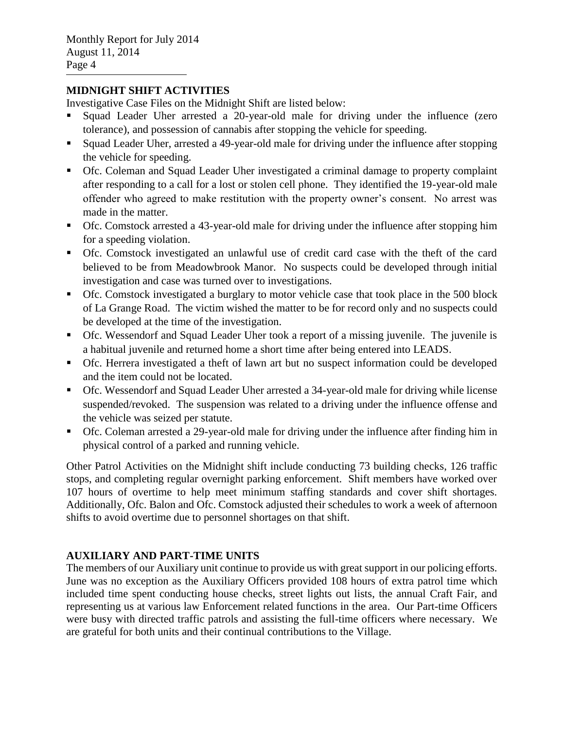## MIDNIGHT SHIFT ACTIVITIES

Investigative Case Files on the Midnight Shift are listed below:

- Squad Leader Uher arrested a 20-year-old male for driving under the influence (zero tolerance), and possession of cannabis after stopping the vehicle for speeding.
- Squad Leader Uher, arrested a 49-year-old male for driving under the influence after stopping the vehicle for speeding.
- Ofc. Coleman and Squad Leader Uher investigated a criminal damage to property complaint after responding to a call for a lost or stolen cell phone. They identified the 19-year-old male offender who agreed to make restitution with the property owner's consent. No arrest was made in the matter.
- Ofc. Comstock arrested a 43-year-old male for driving under the influence after stopping him for a speeding violation.
- Ofc. Comstock investigated an unlawful use of credit card case with the theft of the card believed to be from Meadowbrook Manor. No suspects could be developed through initial investigation and case was turned over to investigations.
- Ofc. Comstock investigated a burglary to motor vehicle case that took place in the 500 block of La Grange Road. The victim wished the matter to be for record only and no suspects could be developed at the time of the investigation.
- Ofc. Wessendorf and Squad Leader Uher took a report of a missing juvenile. The juvenile is a habitual juvenile and returned home a short time after being entered into LEADS.
- Ofc. Herrera investigated a theft of lawn art but no suspect information could be developed and the item could not be located.
- Ofc. Wessendorf and Squad Leader Uher arrested a 34-year-old male for driving while license suspended/revoked. The suspension was related to a driving under the influence offense and the vehicle was seized per statute.
- Ofc. Coleman arrested a 29-year-old male for driving under the influence after finding him in physical control of a parked and running vehicle.

Other Patrol Activities on the Midnight shift include conducting 73 building checks, 126 traffic stops, and completing regular overnight parking enforcement. Shift members have worked over 107 hours of overtime to help meet minimum staffing standards and cover shift shortages. Additionally, Ofc. Balon and Ofc. Comstock adjusted their schedules to work a week of afternoon shifts to avoid overtime due to personnel shortages on that shift.

## AUXILIARY AND PART-TIME UNITS

The members of our Auxiliary unit continue to provide us with great support in our policing efforts. June was no exception as the Auxiliary Officers provided 108 hours of extra patrol time which included time spent conducting house checks, street lights out lists, the annual Craft Fair, and representing us at various law Enforcement related functions in the area. Our Part-time Officers were busy with directed traffic patrols and assisting the full-time officers where necessary. We are grateful for both units and their continual contributions to the Village.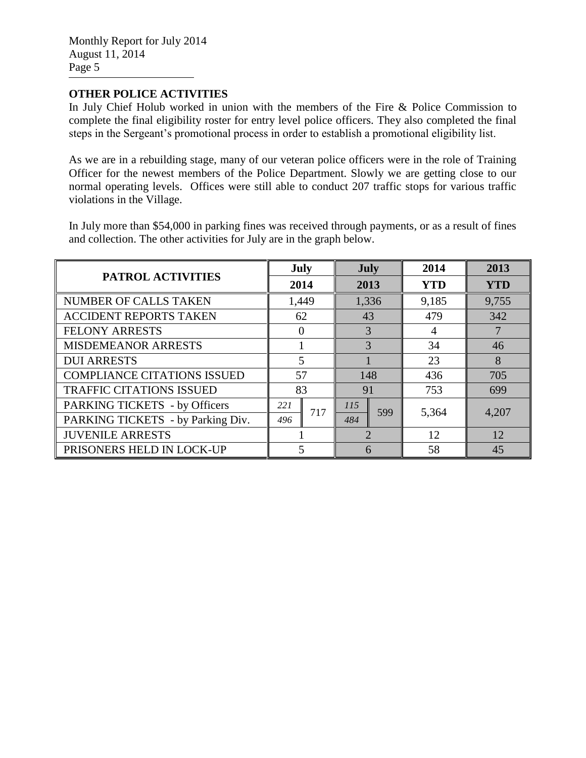## OTHER POLICE ACTIVITIES

In July Chief Holub worked in union with the members of the Fire & Police Commission to complete the final eligibility roster for entry level police officers. They also completed the final steps in the Sergeant's promotional process in order to establish a promotional eligibility list.

As we are in a rebuilding stage, many of our veteran police officers were in the role of Training Officer for the newest members of the Police Department. Slowly we are getting close to our normal operating levels. Offices were still able to conduct 207 traffic stops for various traffic violations in the Village.

In July more than $54,000 in parking fines was received through payments, or as a result of fines and collection. The other activities for July are in the graph below.

| PATROL ACTIVITIES | July 2014 | | July 2013 | | 2014 YTD | 2013 YTD |
|---|---|---|---|---|---|---|
| NUMBER OF CALLS TAKEN | 1,449 | | 1,336 | | 9,185 | 9,755 |
| ACCIDENT REPORTS TAKEN | 62 | | 43 | | 479 | 342 |
| FELONY ARRESTS | 0 | | 3 | | 4 | 7 |
| MISDEMEANOR ARRESTS | 1 | | 3 | | 34 | 46 |
| DUI ARRESTS | 5 | | 1 | | 23 | 8 |
| COMPLIANCE CITATIONS ISSUED | 57 | | 148 | | 436 | 705 |
| TRAFFIC CITATIONS ISSUED | 83 | | 91 | | 753 | 699 |
| PARKING TICKETS - by Officers | *221* | 717 | *115* | 599 | 5,364 | 4,207 |
| PARKING TICKETS - by Parking Div. | *496* | | *484* | | | |
| JUVENILE ARRESTS | 1 | | 2 | | 12 | 12 |
| PRISONERS HELD IN LOCK-UP | 5 | | 6 | | 58 | 45 |